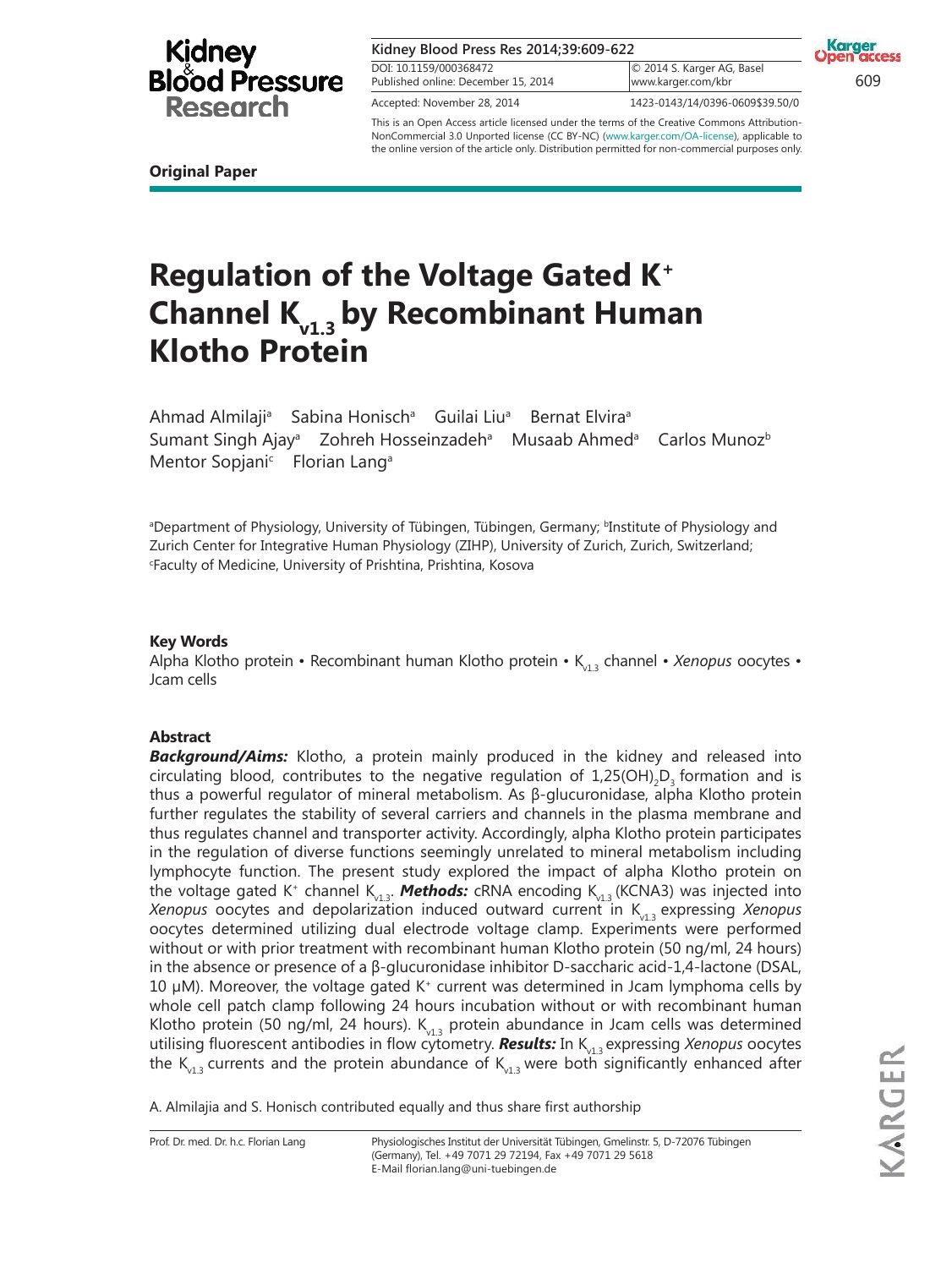**Original Paper**

# Regulation of the Voltage Gated $K^+$ Channel $K_{v1.3}$ by Recombinant Human Klotho Protein

Ahmad Almilaji[a] Sabina Honisch[a] Guilai Liu[a] Bernat Elvira[a] Sumant Singh Ajay[a] Zohreh Hosseinzadeh[a] Musaab Ahmed[a] Carlos Munoz[b] Mentor Sopjani[c] Florian Lang[a]

[a]Department of Physiology, University of Tübingen, Tübingen, Germany; [b]Institute of Physiology and Zurich Center for Integrative Human Physiology (ZIHP), University of Zurich, Zurich, Switzerland; [c]Faculty of Medicine, University of Prishtina, Prishtina, Kosova

## Key Words

Alpha Klotho protein • Recombinant human Klotho protein • $K_{v1.3}$ channel • *Xenopus* oocytes • Jcam cells

## Abstract

***Background/Aims:*** Klotho, a protein mainly produced in the kidney and released into circulating blood, contributes to the negative regulation of $1,25(OH)_2D_3$ formation and is thus a powerful regulator of mineral metabolism. As β-glucuronidase, alpha Klotho protein further regulates the stability of several carriers and channels in the plasma membrane and thus regulates channel and transporter activity. Accordingly, alpha Klotho protein participates in the regulation of diverse functions seemingly unrelated to mineral metabolism including lymphocyte function. The present study explored the impact of alpha Klotho protein on the voltage gated $K^+$ channel $K_{v1.3}$. ***Methods:*** cRNA encoding $K_{v1.3}$ (KCNA3) was injected into *Xenopus* oocytes and depolarization induced outward current in $K_{v1.3}$ expressing *Xenopus* oocytes determined utilizing dual electrode voltage clamp. Experiments were performed without or with prior treatment with recombinant human Klotho protein (50 ng/ml, 24 hours) in the absence or presence of a β-glucuronidase inhibitor D-saccharic acid-1,4-lactone (DSAL, 10 μM). Moreover, the voltage gated $K^+$ current was determined in Jcam lymphoma cells by whole cell patch clamp following 24 hours incubation without or with recombinant human Klotho protein (50 ng/ml, 24 hours). $K_{v1.3}$ protein abundance in Jcam cells was determined utilising fluorescent antibodies in flow cytometry. ***Results:*** In $K_{v1.3}$ expressing *Xenopus* oocytes the $K_{v1.3}$ currents and the protein abundance of $K_{v1.3}$ were both significantly enhanced after

A. Almilajia and S. Honisch contributed equally and thus share first authorship

Prof. Dr. med. Dr. h.c. Florian Lang

Physiologisches Institut der Universität Tübingen, Gmelinstr. 5, D-72076 Tübingen (Germany), Tel. +49 7071 29 72194, Fax +49 7071 29 5618
E-Mail florian.lang@uni-tuebingen.de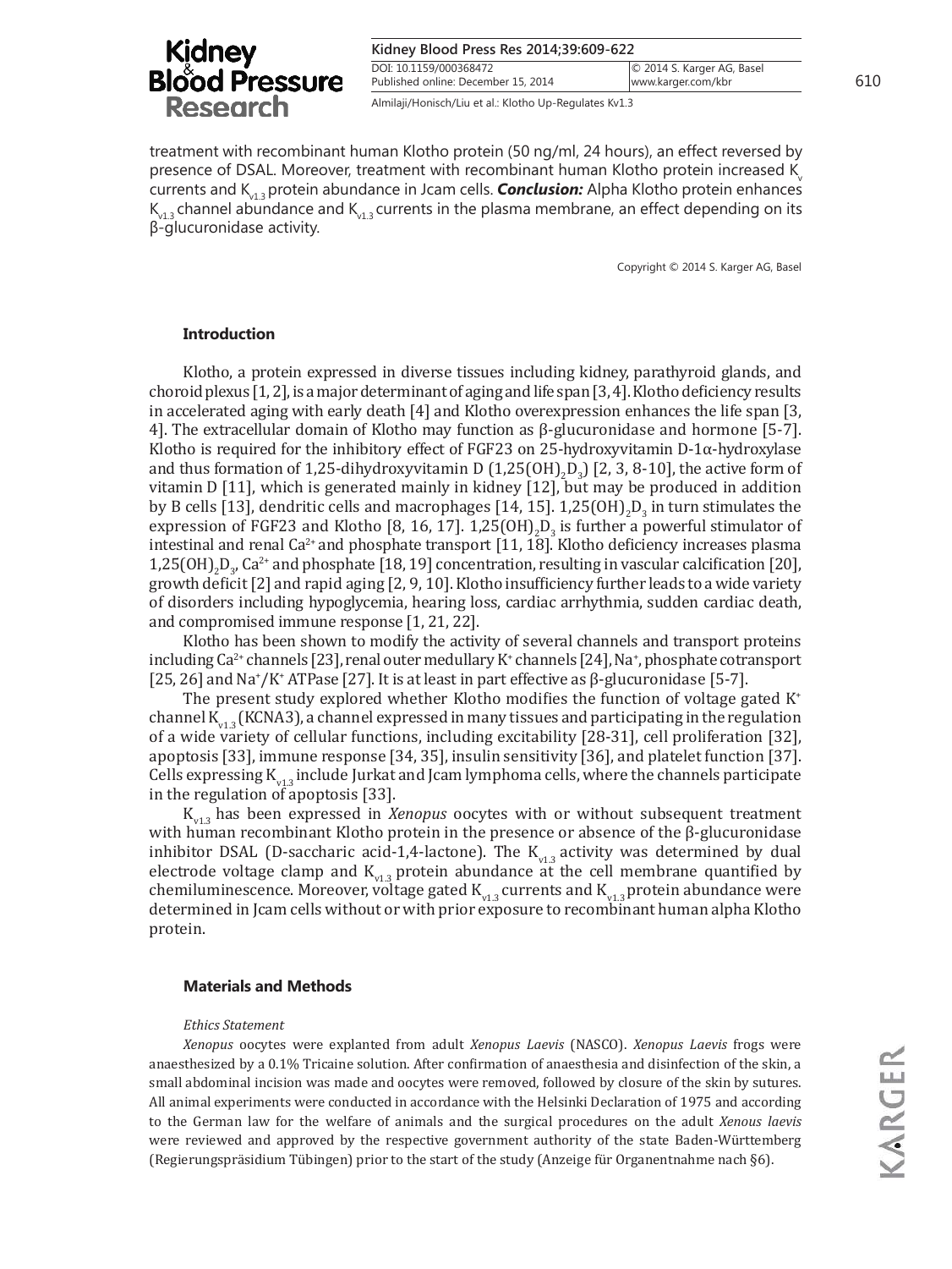treatment with recombinant human Klotho protein (50 ng/ml, 24 hours), an effect reversed by presence of DSAL. Moreover, treatment with recombinant human Klotho protein increased $K_v$ currents and $K_{v1.3}$ protein abundance in Jcam cells. ***Conclusion:*** Alpha Klotho protein enhances $K_{v1.3}$ channel abundance and $K_{v1.3}$ currents in the plasma membrane, an effect depending on its β-glucuronidase activity.

Copyright © 2014 S. Karger AG, Basel

## Introduction

Klotho, a protein expressed in diverse tissues including kidney, parathyroid glands, and choroid plexus [1, 2], is a major determinant of aging and life span [3, 4]. Klotho deficiency results in accelerated aging with early death [4] and Klotho overexpression enhances the life span [3, 4]. The extracellular domain of Klotho may function as β-glucuronidase and hormone [5-7]. Klotho is required for the inhibitory effect of FGF23 on 25-hydroxyvitamin D-1α-hydroxylase and thus formation of 1,25-dihydroxyvitamin D ($1{,}25(OH)_2D_3$) [2, 3, 8-10], the active form of vitamin D [11], which is generated mainly in kidney [12], but may be produced in addition by B cells [13], dendritic cells and macrophages [14, 15]. $1{,}25(OH)_2D_3$ in turn stimulates the expression of FGF23 and Klotho [8, 16, 17]. $1{,}25(OH)_2D_3$ is further a powerful stimulator of intestinal and renal $Ca^{2+}$ and phosphate transport [11, 18]. Klotho deficiency increases plasma $1{,}25(OH)_2D_3$, $Ca^{2+}$ and phosphate [18, 19] concentration, resulting in vascular calcification [20], growth deficit [2] and rapid aging [2, 9, 10]. Klotho insufficiency further leads to a wide variety of disorders including hypoglycemia, hearing loss, cardiac arrhythmia, sudden cardiac death, and compromised immune response [1, 21, 22].

Klotho has been shown to modify the activity of several channels and transport proteins including $Ca^{2+}$ channels [23], renal outer medullary $K^+$ channels [24], $Na^+$, phosphate cotransport [25, 26] and $Na^+/K^+$ ATPase [27]. It is at least in part effective as β-glucuronidase [5-7].

The present study explored whether Klotho modifies the function of voltage gated $K^+$ channel $K_{v1.3}$ (KCNA3), a channel expressed in many tissues and participating in the regulation of a wide variety of cellular functions, including excitability [28-31], cell proliferation [32], apoptosis [33], immune response [34, 35], insulin sensitivity [36], and platelet function [37]. Cells expressing $K_{v1.3}$ include Jurkat and Jcam lymphoma cells, where the channels participate in the regulation of apoptosis [33].

$K_{v1.3}$ has been expressed in *Xenopus* oocytes with or without subsequent treatment with human recombinant Klotho protein in the presence or absence of the β-glucuronidase inhibitor DSAL (D-saccharic acid-1,4-lactone). The $K_{v1.3}$ activity was determined by dual electrode voltage clamp and $K_{v1.3}$ protein abundance at the cell membrane quantified by chemiluminescence. Moreover, voltage gated $K_{v1.3}$ currents and $K_{v1.3}$ protein abundance were determined in Jcam cells without or with prior exposure to recombinant human alpha Klotho protein.

## Materials and Methods

### *Ethics Statement*

*Xenopus* oocytes were explanted from adult *Xenopus Laevis* (NASCO). *Xenopus Laevis* frogs were anaesthesized by a 0.1% Tricaine solution. After confirmation of anaesthesia and disinfection of the skin, a small abdominal incision was made and oocytes were removed, followed by closure of the skin by sutures. All animal experiments were conducted in accordance with the Helsinki Declaration of 1975 and according to the German law for the welfare of animals and the surgical procedures on the adult *Xenous laevis* were reviewed and approved by the respective government authority of the state Baden-Württemberg (Regierungspräsidium Tübingen) prior to the start of the study (Anzeige für Organentnahme nach §6).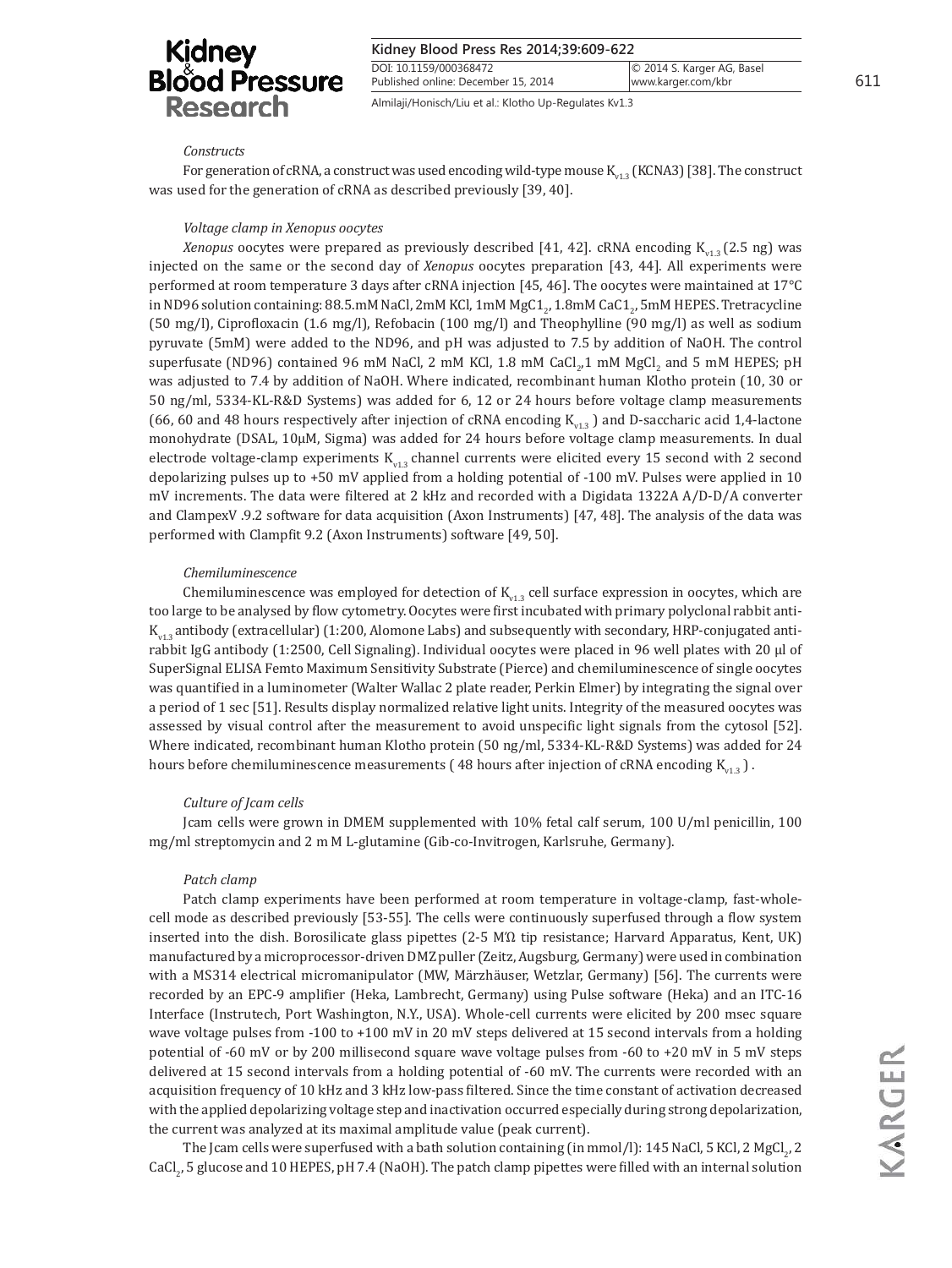*Constructs*

For generation of cRNA, a construct was used encoding wild-type mouse $K_{v1.3}$ (KCNA3) [38]. The construct was used for the generation of cRNA as described previously [39, 40].

*Voltage clamp in Xenopus oocytes*

*Xenopus* oocytes were prepared as previously described [41, 42]. cRNA encoding $K_{v1.3}$ (2.5 ng) was injected on the same or the second day of *Xenopus* oocytes preparation [43, 44]. All experiments were performed at room temperature 3 days after cRNA injection [45, 46]. The oocytes were maintained at 17°C in ND96 solution containing: 88.5.mM NaCl, 2mM KCl, 1mM $MgC1_2$, 1.8mM $CaC1_2$, 5mM HEPES. Tretracycline (50 mg/l), Ciprofloxacin (1.6 mg/l), Refobacin (100 mg/l) and Theophylline (90 mg/l) as well as sodium pyruvate (5mM) were added to the ND96, and pH was adjusted to 7.5 by addition of NaOH. The control superfusate (ND96) contained 96 mM NaCl, 2 mM KCl, 1.8 mM $CaCl_2$,1 mM $MgCl_2$ and 5 mM HEPES; pH was adjusted to 7.4 by addition of NaOH. Where indicated, recombinant human Klotho protein (10, 30 or 50 ng/ml, 5334-KL-R&D Systems) was added for 6, 12 or 24 hours before voltage clamp measurements (66, 60 and 48 hours respectively after injection of cRNA encoding $K_{v1.3}$ ) and D-saccharic acid 1,4-lactone monohydrate (DSAL, 10μM, Sigma) was added for 24 hours before voltage clamp measurements. In dual electrode voltage-clamp experiments $K_{v1.3}$ channel currents were elicited every 15 second with 2 second depolarizing pulses up to +50 mV applied from a holding potential of -100 mV. Pulses were applied in 10 mV increments. The data were filtered at 2 kHz and recorded with a Digidata 1322A A/D-D/A converter and ClampexV .9.2 software for data acquisition (Axon Instruments) [47, 48]. The analysis of the data was performed with Clampfit 9.2 (Axon Instruments) software [49, 50].

*Chemiluminescence*

Chemiluminescence was employed for detection of $K_{v1.3}$ cell surface expression in oocytes, which are too large to be analysed by flow cytometry. Oocytes were first incubated with primary polyclonal rabbit anti-$K_{v1.3}$ antibody (extracellular) (1:200, Alomone Labs) and subsequently with secondary, HRP-conjugated anti-rabbit IgG antibody (1:2500, Cell Signaling). Individual oocytes were placed in 96 well plates with 20 µl of SuperSignal ELISA Femto Maximum Sensitivity Substrate (Pierce) and chemiluminescence of single oocytes was quantified in a luminometer (Walter Wallac 2 plate reader, Perkin Elmer) by integrating the signal over a period of 1 sec [51]. Results display normalized relative light units. Integrity of the measured oocytes was assessed by visual control after the measurement to avoid unspecific light signals from the cytosol [52]. Where indicated, recombinant human Klotho protein (50 ng/ml, 5334-KL-R&D Systems) was added for 24 hours before chemiluminescence measurements ( 48 hours after injection of cRNA encoding $K_{v1.3}$ ) .

*Culture of Jcam cells*

Jcam cells were grown in DMEM supplemented with 10% fetal calf serum, 100 U/ml penicillin, 100 mg/ml streptomycin and 2 m M L-glutamine (Gib-co-Invitrogen, Karlsruhe, Germany).

*Patch clamp*

Patch clamp experiments have been performed at room temperature in voltage-clamp, fast-whole-cell mode as described previously [53-55]. The cells were continuously superfused through a flow system inserted into the dish. Borosilicate glass pipettes (2-5 MΩ tip resistance; Harvard Apparatus, Kent, UK) manufactured by a microprocessor-driven DMZ puller (Zeitz, Augsburg, Germany) were used in combination with a MS314 electrical micromanipulator (MW, Märzhäuser, Wetzlar, Germany) [56]. The currents were recorded by an EPC-9 amplifier (Heka, Lambrecht, Germany) using Pulse software (Heka) and an ITC-16 Interface (Instrutech, Port Washington, N.Y., USA). Whole-cell currents were elicited by 200 msec square wave voltage pulses from -100 to +100 mV in 20 mV steps delivered at 15 second intervals from a holding potential of -60 mV or by 200 millisecond square wave voltage pulses from -60 to +20 mV in 5 mV steps delivered at 15 second intervals from a holding potential of -60 mV. The currents were recorded with an acquisition frequency of 10 kHz and 3 kHz low-pass filtered. Since the time constant of activation decreased with the applied depolarizing voltage step and inactivation occurred especially during strong depolarization, the current was analyzed at its maximal amplitude value (peak current).

The Jcam cells were superfused with a bath solution containing (in mmol/l): 145 NaCl, 5 KCl, 2 $MgCl_2$, 2 $CaCl_2$, 5 glucose and 10 HEPES, pH 7.4 (NaOH). The patch clamp pipettes were filled with an internal solution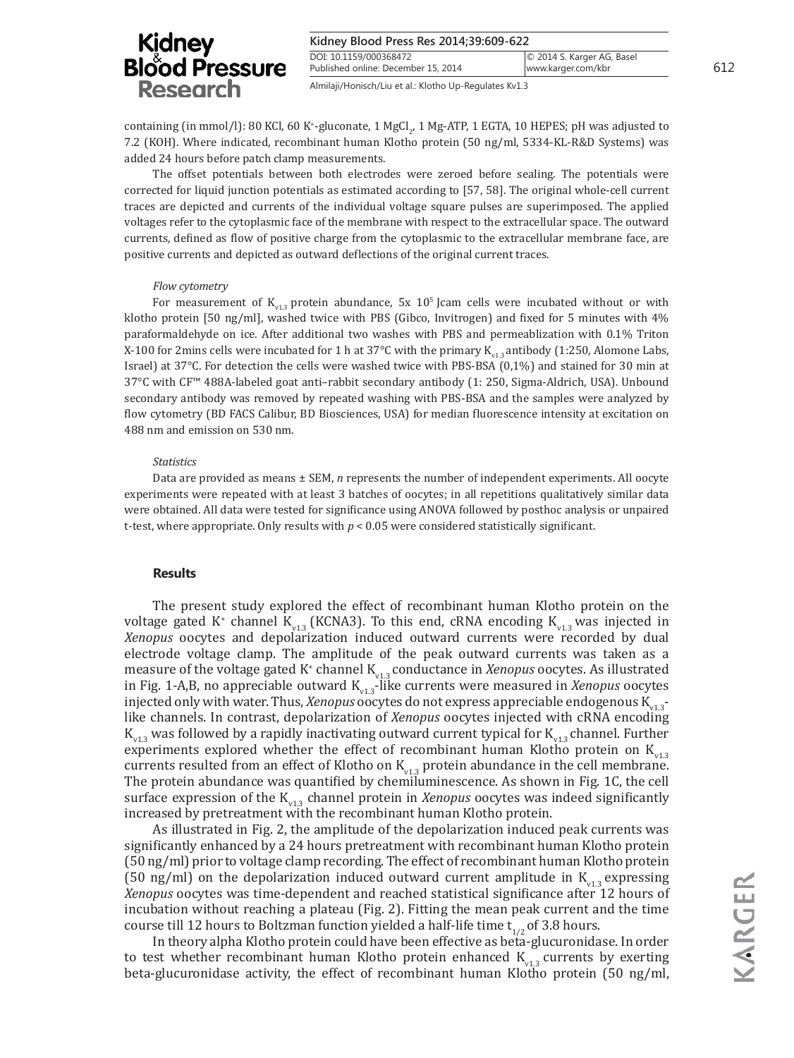containing (in mmol/l): 80 KCl, 60 $K^+$-gluconate, 1 $MgCl_2$, 1 Mg-ATP, 1 EGTA, 10 HEPES; pH was adjusted to 7.2 (KOH). Where indicated, recombinant human Klotho protein (50 ng/ml, 5334-KL-R&D Systems) was added 24 hours before patch clamp measurements.

The offset potentials between both electrodes were zeroed before sealing. The potentials were corrected for liquid junction potentials as estimated according to [57, 58]. The original whole-cell current traces are depicted and currents of the individual voltage square pulses are superimposed. The applied voltages refer to the cytoplasmic face of the membrane with respect to the extracellular space. The outward currents, defined as flow of positive charge from the cytoplasmic to the extracellular membrane face, are positive currents and depicted as outward deflections of the original current traces.

*Flow cytometry*

For measurement of $K_{v1.3}$ protein abundance, 5x $10^5$ Jcam cells were incubated without or with klotho protein [50 ng/ml], washed twice with PBS (Gibco, Invitrogen) and fixed for 5 minutes with 4% paraformaldehyde on ice. After additional two washes with PBS and permeablization with 0.1% Triton X-100 for 2mins cells were incubated for 1 h at 37°C with the primary $K_{v1.3}$ antibody (1:250, Alomone Labs, Israel) at 37°C. For detection the cells were washed twice with PBS-BSA (0,1%) and stained for 30 min at 37°C with CF™ 488A-labeled goat anti–rabbit secondary antibody (1: 250, Sigma-Aldrich, USA). Unbound secondary antibody was removed by repeated washing with PBS-BSA and the samples were analyzed by flow cytometry (BD FACS Calibur, BD Biosciences, USA) for median fluorescence intensity at excitation on 488 nm and emission on 530 nm.

*Statistics*

Data are provided as means ± SEM, *n* represents the number of independent experiments. All oocyte experiments were repeated with at least 3 batches of oocytes; in all repetitions qualitatively similar data were obtained. All data were tested for significance using ANOVA followed by posthoc analysis or unpaired t-test, where appropriate. Only results with $p < 0.05$ were considered statistically significant.

## Results

The present study explored the effect of recombinant human Klotho protein on the voltage gated $K^+$ channel $K_{v1.3}$ (KCNA3). To this end, cRNA encoding $K_{v1.3}$ was injected in *Xenopus* oocytes and depolarization induced outward currents were recorded by dual electrode voltage clamp. The amplitude of the peak outward currents was taken as a measure of the voltage gated $K^+$ channel $K_{v1.3}$ conductance in *Xenopus* oocytes. As illustrated in Fig. 1-A,B, no appreciable outward $K_{v1.3}$-like currents were measured in *Xenopus* oocytes injected only with water. Thus, *Xenopus* oocytes do not express appreciable endogenous $K_{v1.3}$-like channels. In contrast, depolarization of *Xenopus* oocytes injected with cRNA encoding $K_{v1.3}$ was followed by a rapidly inactivating outward current typical for $K_{v1.3}$ channel. Further experiments explored whether the effect of recombinant human Klotho protein on $K_{v1.3}$ currents resulted from an effect of Klotho on $K_{v1.3}$ protein abundance in the cell membrane. The protein abundance was quantified by chemiluminescence. As shown in Fig. 1C, the cell surface expression of the $K_{v1.3}$ channel protein in *Xenopus* oocytes was indeed significantly increased by pretreatment with the recombinant human Klotho protein.

As illustrated in Fig. 2, the amplitude of the depolarization induced peak currents was significantly enhanced by a 24 hours pretreatment with recombinant human Klotho protein (50 ng/ml) prior to voltage clamp recording. The effect of recombinant human Klotho protein (50 ng/ml) on the depolarization induced outward current amplitude in $K_{v1.3}$ expressing *Xenopus* oocytes was time-dependent and reached statistical significance after 12 hours of incubation without reaching a plateau (Fig. 2). Fitting the mean peak current and the time course till 12 hours to Boltzman function yielded a half-life time $t_{1/2}$ of 3.8 hours.

In theory alpha Klotho protein could have been effective as beta-glucuronidase. In order to test whether recombinant human Klotho protein enhanced $K_{v1.3}$ currents by exerting beta-glucuronidase activity, the effect of recombinant human Klotho protein (50 ng/ml,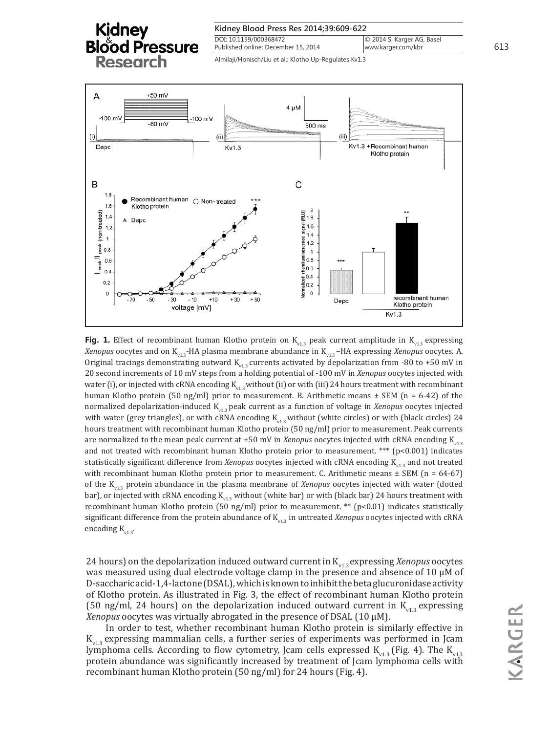**Fig. 1.** Effect of recombinant human Klotho protein on $K_{v1.3}$ peak current amplitude in $K_{v1.3}$ expressing *Xenopus* oocytes and on $K_{v1.3}$-HA plasma membrane abundance in $K_{v1.3}$–HA expressing *Xenopus* oocytes. A. Original tracings demonstrating outward $K_{v1.3}$ currents activated by depolarization from -80 to +50 mV in 20 second increments of 10 mV steps from a holding potential of -100 mV in *Xenopus* oocytes injected with water (i), or injected with cRNA encoding $K_{v1.3}$ without (ii) or with (iii) 24 hours treatment with recombinant human Klotho protein (50 ng/ml) prior to measurement. B. Arithmetic means ± SEM (n = 6-42) of the normalized depolarization-induced $K_{v1.3}$ peak current as a function of voltage in *Xenopus* oocytes injected with water (grey triangles), or with cRNA encoding $K_{v1.3}$ without (white circles) or with (black circles) 24 hours treatment with recombinant human Klotho protein (50 ng/ml) prior to measurement. Peak currents are normalized to the mean peak current at +50 mV in *Xenopus* oocytes injected with cRNA encoding $K_{v1.3}$ and not treated with recombinant human Klotho protein prior to measurement. *** (p<0.001) indicates statistically significant difference from *Xenopus* oocytes injected with cRNA encoding $K_{v1.3}$ and not treated with recombinant human Klotho protein prior to measurement. C. Arithmetic means ± SEM (n = 64-67) of the $K_{v1.3}$ protein abundance in the plasma membrane of *Xenopus* oocytes injected with water (dotted bar), or injected with cRNA encoding $K_{v1.3}$ without (white bar) or with (black bar) 24 hours treatment with recombinant human Klotho protein (50 ng/ml) prior to measurement. ** (p<0.01) indicates statistically significant difference from the protein abundance of $K_{v1.3}$ in untreated *Xenopus* oocytes injected with cRNA encoding $K_{v1.3}$.

24 hours) on the depolarization induced outward current in $K_{v1.3}$ expressing *Xenopus* oocytes was measured using dual electrode voltage clamp in the presence and absence of 10 µM of D-saccharic acid-1,4-lactone (DSAL), which is known to inhibit the beta glucuronidase activity of Klotho protein. As illustrated in Fig. 3, the effect of recombinant human Klotho protein (50 ng/ml, 24 hours) on the depolarization induced outward current in $K_{v1.3}$ expressing *Xenopus* oocytes was virtually abrogated in the presence of DSAL (10 µM).

In order to test, whether recombinant human Klotho protein is similarly effective in $K_{v1.3}$ expressing mammalian cells, a further series of experiments was performed in Jcam lymphoma cells. According to flow cytometry, Jcam cells expressed $K_{v1.3}$ (Fig. 4). The $K_{v1.3}$ protein abundance was significantly increased by treatment of Jcam lymphoma cells with recombinant human Klotho protein (50 ng/ml) for 24 hours (Fig. 4).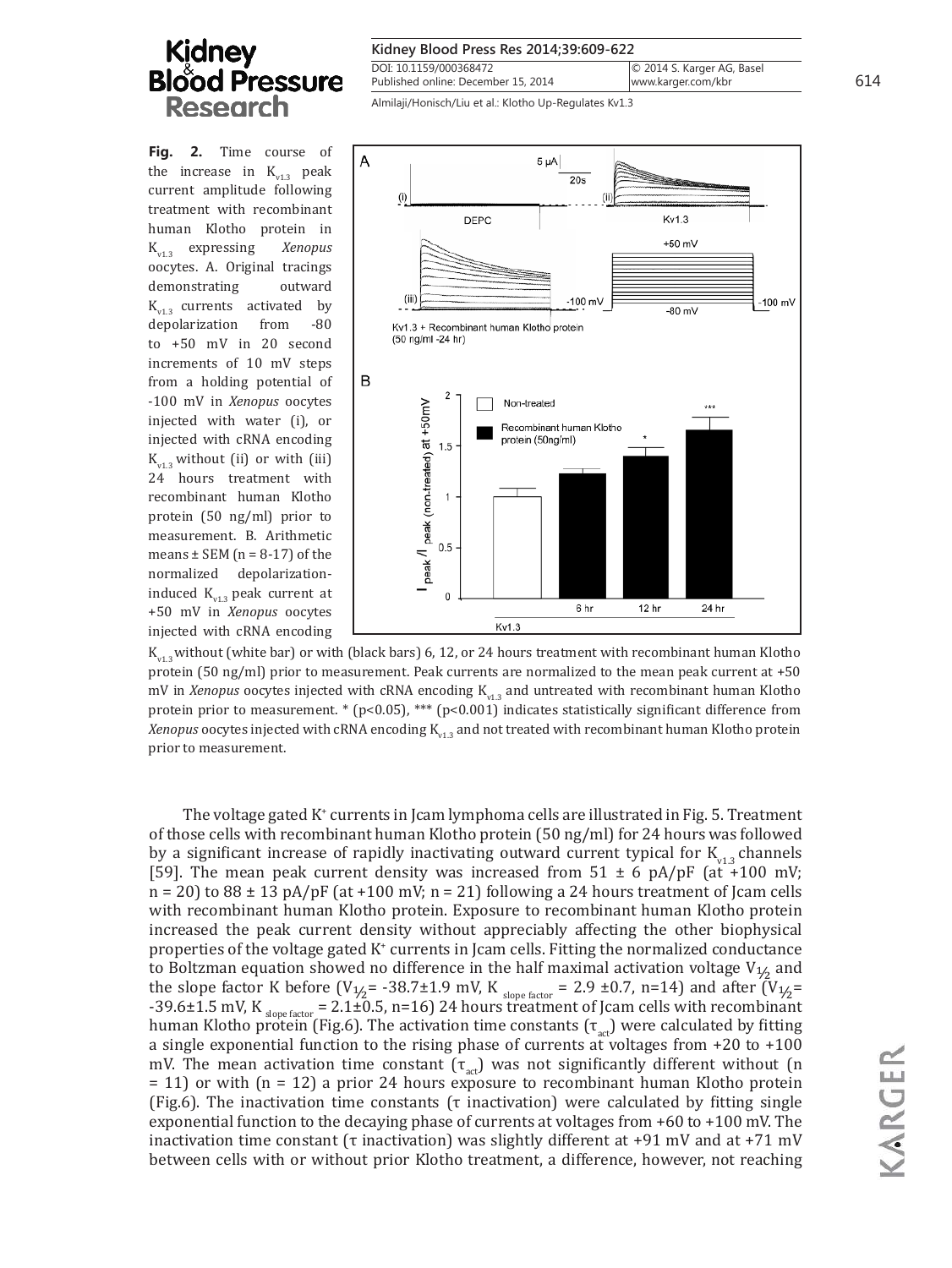**Fig. 2.** Time course of the increase in $K_{v1.3}$ peak current amplitude following treatment with recombinant human Klotho protein in $K_{v1.3}$ expressing *Xenopus* oocytes. A. Original tracings demonstrating outward $K_{v1.3}$ currents activated by depolarization from -80 to +50 mV in 20 second increments of 10 mV steps from a holding potential of -100 mV in *Xenopus* oocytes injected with water (i), or injected with cRNA encoding $K_{v1.3}$ without (ii) or with (iii) 24 hours treatment with recombinant human Klotho protein (50 ng/ml) prior to measurement. B. Arithmetic means ± SEM (n = 8-17) of the normalized depolarization-induced $K_{v1.3}$ peak current at +50 mV in *Xenopus* oocytes injected with cRNA encoding $K_{v1.3}$ without (white bar) or with (black bars) 6, 12, or 24 hours treatment with recombinant human Klotho protein (50 ng/ml) prior to measurement. Peak currents are normalized to the mean peak current at +50 mV in *Xenopus* oocytes injected with cRNA encoding $K_{v1.3}$ and untreated with recombinant human Klotho protein prior to measurement. * (p<0.05), *** (p<0.001) indicates statistically significant difference from *Xenopus* oocytes injected with cRNA encoding $K_{v1.3}$ and not treated with recombinant human Klotho protein prior to measurement.

The voltage gated $K^+$ currents in Jcam lymphoma cells are illustrated in Fig. 5. Treatment of those cells with recombinant human Klotho protein (50 ng/ml) for 24 hours was followed by a significant increase of rapidly inactivating outward current typical for $K_{v1.3}$ channels [59]. The mean peak current density was increased from 51 ± 6 pA/pF (at +100 mV; n = 20) to 88 ± 13 pA/pF (at +100 mV; n = 21) following a 24 hours treatment of Jcam cells with recombinant human Klotho protein. Exposure to recombinant human Klotho protein increased the peak current density without appreciably affecting the other biophysical properties of the voltage gated $K^+$ currents in Jcam cells. Fitting the normalized conductance to Boltzman equation showed no difference in the half maximal activation voltage $V_{1/2}$ and the slope factor K before ($V_{1/2}$= -38.7±1.9 mV, $K_{\text{slope factor}}$ = 2.9 ±0.7, n=14) and after ($V_{1/2}$= -39.6±1.5 mV, $K_{\text{slope factor}}$ = 2.1±0.5, n=16) 24 hours treatment of Jcam cells with recombinant human Klotho protein (Fig.6). The activation time constants ($\tau_{act}$) were calculated by fitting a single exponential function to the rising phase of currents at voltages from +20 to +100 mV. The mean activation time constant ($\tau_{act}$) was not significantly different without (n = 11) or with (n = 12) a prior 24 hours exposure to recombinant human Klotho protein (Fig.6). The inactivation time constants ($\tau$ inactivation) were calculated by fitting single exponential function to the decaying phase of currents at voltages from +60 to +100 mV. The inactivation time constant ($\tau$ inactivation) was slightly different at +91 mV and at +71 mV between cells with or without prior Klotho treatment, a difference, however, not reaching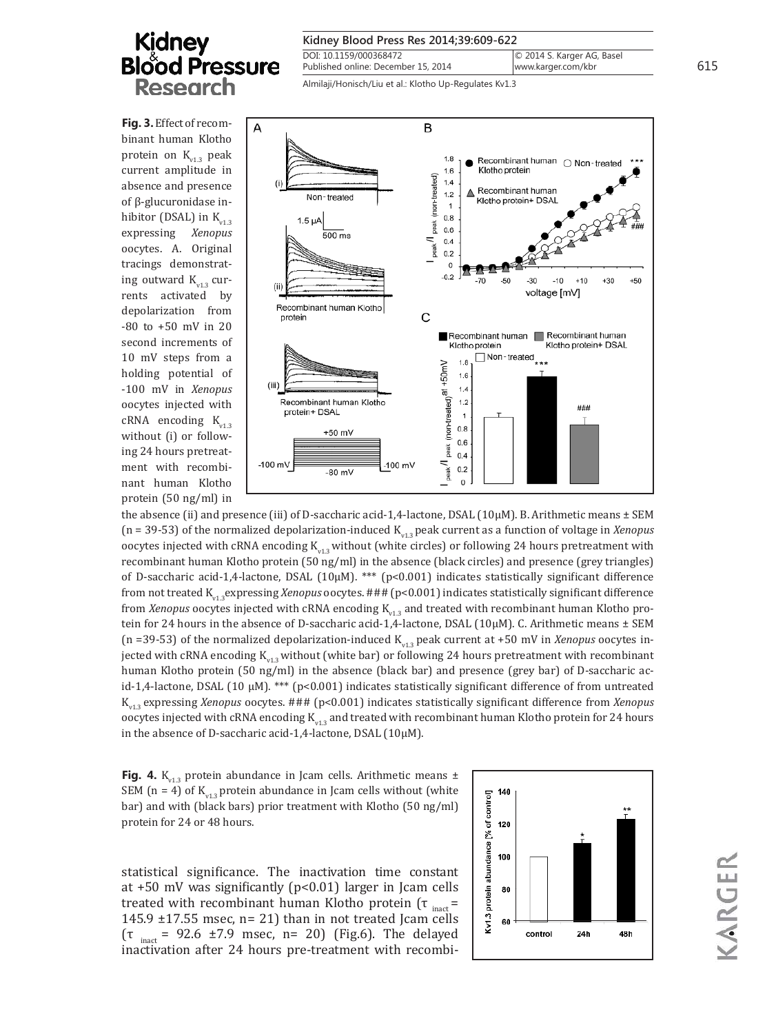**Fig. 3.** Effect of recombinant human Klotho protein on $K_{v1.3}$ peak current amplitude in absence and presence of β-glucuronidase inhibitor (DSAL) in $K_{v1.3}$ expressing *Xenopus* oocytes. A. Original tracings demonstrating outward $K_{v1.3}$ currents activated by depolarization from -80 to +50 mV in 20 second increments of 10 mV steps from a holding potential of -100 mV in *Xenopus* oocytes injected with cRNA encoding $K_{v1.3}$ without (i) or following 24 hours pretreatment with recombinant human Klotho protein (50 ng/ml) in the absence (ii) and presence (iii) of D-saccharic acid-1,4-lactone, DSAL (10µM). B. Arithmetic means ± SEM (n = 39-53) of the normalized depolarization-induced $K_{v1.3}$ peak current as a function of voltage in *Xenopus* oocytes injected with cRNA encoding $K_{v1.3}$ without (white circles) or following 24 hours pretreatment with recombinant human Klotho protein (50 ng/ml) in the absence (black circles) and presence (grey triangles) of D-saccharic acid-1,4-lactone, DSAL (10µM). *** (p<0.001) indicates statistically significant difference from not treated $K_{v1.3}$ expressing *Xenopus* oocytes. ### (p<0.001) indicates statistically significant difference from *Xenopus* oocytes injected with cRNA encoding $K_{v1.3}$ and treated with recombinant human Klotho protein for 24 hours in the absence of D-saccharic acid-1,4-lactone, DSAL (10µM). C. Arithmetic means ± SEM (n =39-53) of the normalized depolarization-induced $K_{v1.3}$ peak current at +50 mV in *Xenopus* oocytes injected with cRNA encoding $K_{v1.3}$ without (white bar) or following 24 hours pretreatment with recombinant human Klotho protein (50 ng/ml) in the absence (black bar) and presence (grey bar) of D-saccharic acid-1,4-lactone, DSAL (10 µM). *** (p<0.001) indicates statistically significant difference of from untreated $K_{v1.3}$ expressing *Xenopus* oocytes. ### (p<0.001) indicates statistically significant difference from *Xenopus* oocytes injected with cRNA encoding $K_{v1.3}$ and treated with recombinant human Klotho protein for 24 hours in the absence of D-saccharic acid-1,4-lactone, DSAL (10µM).

**Fig. 4.** $K_{v1.3}$ protein abundance in Jcam cells. Arithmetic means ± SEM (n = 4) of $K_{v1.3}$ protein abundance in Jcam cells without (white bar) and with (black bars) prior treatment with Klotho (50 ng/ml) protein for 24 or 48 hours.

statistical significance. The inactivation time constant at +50 mV was significantly (p<0.01) larger in Jcam cells treated with recombinant human Klotho protein ($\tau_{inact}$ = 145.9 ±17.55 msec, n= 21) than in not treated Jcam cells ($\tau_{inact}$ = 92.6 ±7.9 msec, n= 20) (Fig.6). The delayed inactivation after 24 hours pre-treatment with recombi-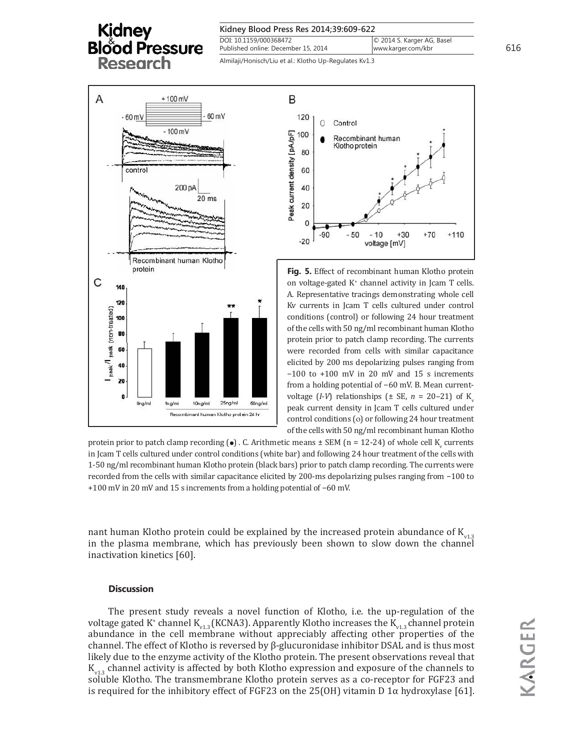**Fig. 5.** Effect of recombinant human Klotho protein on voltage-gated $K^+$ channel activity in Jcam T cells. A. Representative tracings demonstrating whole cell Kv currents in Jcam T cells cultured under control conditions (control) or following 24 hour treatment of the cells with 50 ng/ml recombinant human Klotho protein prior to patch clamp recording. The currents were recorded from cells with similar capacitance elicited by 200 ms depolarizing pulses ranging from −100 to +100 mV in 20 mV and 15 s increments from a holding potential of −60 mV. B. Mean current-voltage (*I-V*) relationships (± SE, *n* = 20–21) of $K_v$ peak current density in Jcam T cells cultured under control conditions (o) or following 24 hour treatment of the cells with 50 ng/ml recombinant human Klotho protein prior to patch clamp recording (●). C. Arithmetic means ± SEM (n = 12-24) of whole cell $K_v$ currents in Jcam T cells cultured under control conditions (white bar) and following 24 hour treatment of the cells with 1-50 ng/ml recombinant human Klotho protein (black bars) prior to patch clamp recording. The currents were recorded from the cells with similar capacitance elicited by 200-ms depolarizing pulses ranging from −100 to +100 mV in 20 mV and 15 s increments from a holding potential of −60 mV.

nant human Klotho protein could be explained by the increased protein abundance of $K_{v1.3}$ in the plasma membrane, which has previously been shown to slow down the channel inactivation kinetics [60].

### Discussion

The present study reveals a novel function of Klotho, i.e. the up-regulation of the voltage gated $K^+$ channel $K_{v1.3}$ (KCNA3). Apparently Klotho increases the $K_{v1.3}$ channel protein abundance in the cell membrane without appreciably affecting other properties of the channel. The effect of Klotho is reversed by β-glucuronidase inhibitor DSAL and is thus most likely due to the enzyme activity of the Klotho protein. The present observations reveal that $K_{v1.3}$ channel activity is affected by both Klotho expression and exposure of the channels to soluble Klotho. The transmembrane Klotho protein serves as a co-receptor for FGF23 and is required for the inhibitory effect of FGF23 on the 25(OH) vitamin D 1α hydroxylase [61].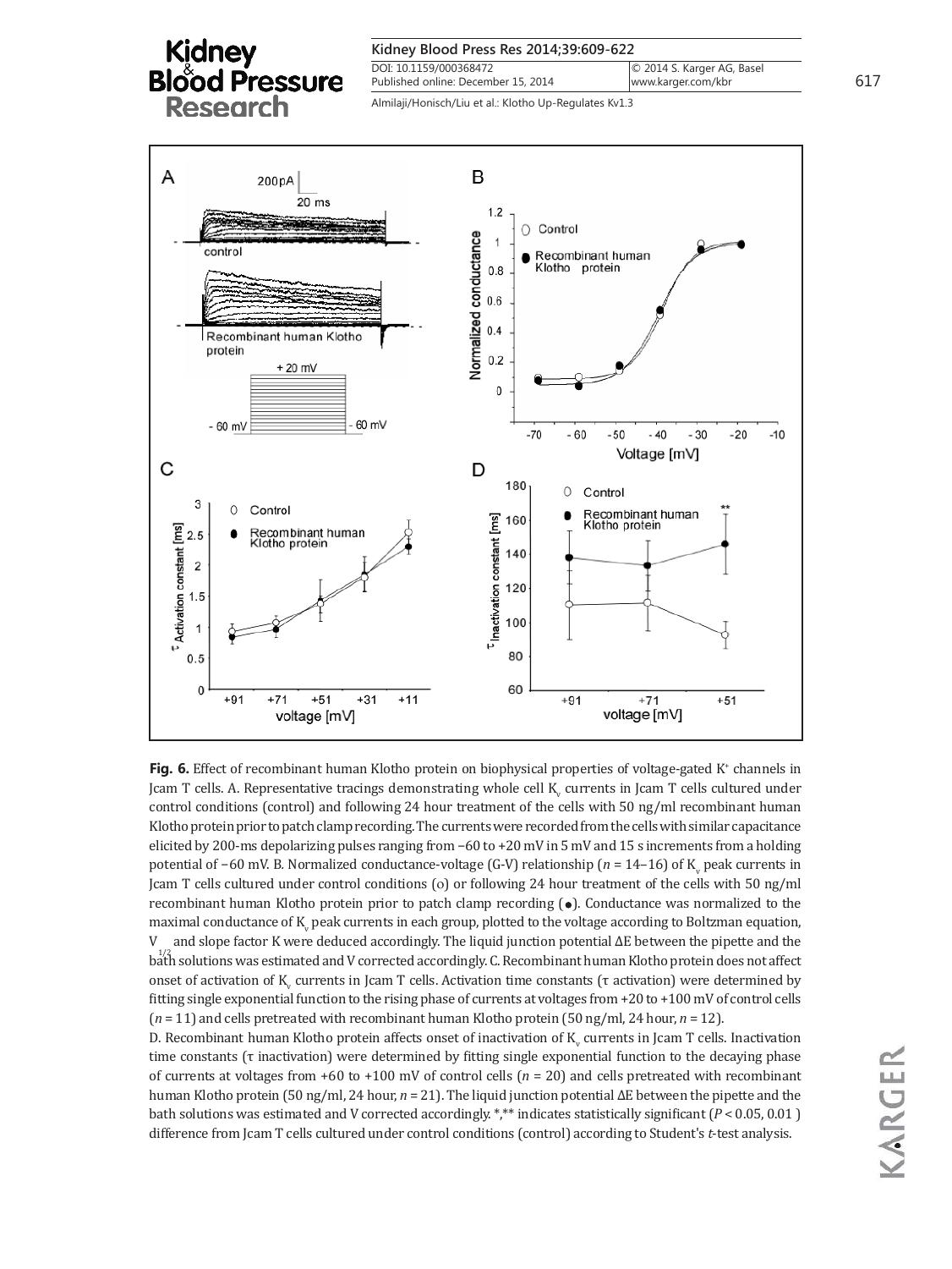**Fig. 6.** Effect of recombinant human Klotho protein on biophysical properties of voltage-gated $K^+$ channels in Jcam T cells. A. Representative tracings demonstrating whole cell $K_v$ currents in Jcam T cells cultured under control conditions (control) and following 24 hour treatment of the cells with 50 ng/ml recombinant human Klotho protein prior to patch clamp recording. The currents were recorded from the cells with similar capacitance elicited by 200-ms depolarizing pulses ranging from −60 to +20 mV in 5 mV and 15 s increments from a holding potential of −60 mV. B. Normalized conductance-voltage (G-V) relationship ($n$ = 14–16) of $K_v$ peak currents in Jcam T cells cultured under control conditions (o) or following 24 hour treatment of the cells with 50 ng/ml recombinant human Klotho protein prior to patch clamp recording (●). Conductance was normalized to the maximal conductance of $K_v$ peak currents in each group, plotted to the voltage according to Boltzman equation, $V_{1/2}$ and slope factor K were deduced accordingly. The liquid junction potential ΔE between the pipette and the bath solutions was estimated and V corrected accordingly. C. Recombinant human Klotho protein does not affect onset of activation of $K_v$ currents in Jcam T cells. Activation time constants (τ activation) were determined by fitting single exponential function to the rising phase of currents at voltages from +20 to +100 mV of control cells ($n$ = 11) and cells pretreated with recombinant human Klotho protein (50 ng/ml, 24 hour, $n$ = 12).
D. Recombinant human Klotho protein affects onset of inactivation of $K_v$ currents in Jcam T cells. Inactivation time constants (τ inactivation) were determined by fitting single exponential function to the decaying phase of currents at voltages from +60 to +100 mV of control cells ($n$ = 20) and cells pretreated with recombinant human Klotho protein (50 ng/ml, 24 hour, $n$ = 21). The liquid junction potential ΔE between the pipette and the bath solutions was estimated and V corrected accordingly. *,** indicates statistically significant ($P$ < 0.05, 0.01 ) difference from Jcam T cells cultured under control conditions (control) according to Student's $t$-test analysis.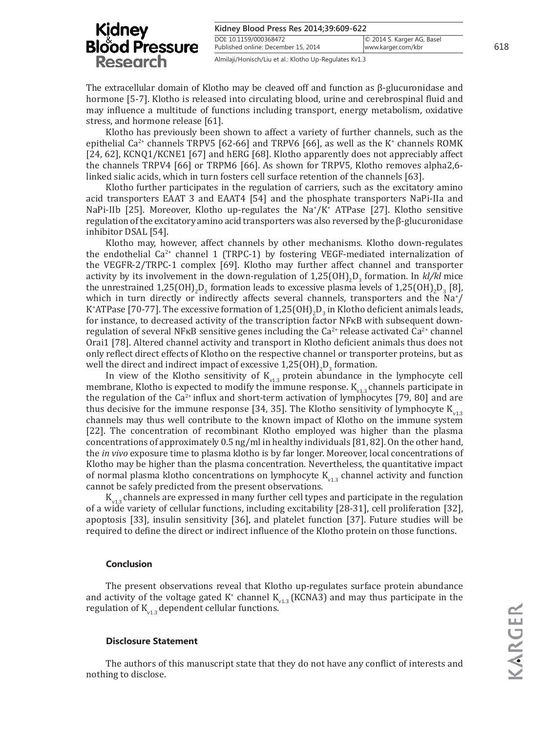The extracellular domain of Klotho may be cleaved off and function as β-glucuronidase and hormone [5-7]. Klotho is released into circulating blood, urine and cerebrospinal fluid and may influence a multitude of functions including transport, energy metabolism, oxidative stress, and hormone release [61].

Klotho has previously been shown to affect a variety of further channels, such as the epithelial $Ca^{2+}$ channels TRPV5 [62-66] and TRPV6 [66], as well as the $K^+$ channels ROMK [24, 62], KCNQ1/KCNE1 [67] and hERG [68]. Klotho apparently does not appreciably affect the channels TRPV4 [66] or TRPM6 [66]. As shown for TRPV5, Klotho removes alpha2,6-linked sialic acids, which in turn fosters cell surface retention of the channels [63].

Klotho further participates in the regulation of carriers, such as the excitatory amino acid transporters EAAT 3 and EAAT4 [54] and the phosphate transporters NaPi-IIa and NaPi-IIb [25]. Moreover, Klotho up-regulates the $Na^+/K^+$ ATPase [27]. Klotho sensitive regulation of the excitatory amino acid transporters was also reversed by the β-glucuronidase inhibitor DSAL [54].

Klotho may, however, affect channels by other mechanisms. Klotho down-regulates the endothelial $Ca^{2+}$ channel 1 (TRPC-1) by fostering VEGF-mediated internalization of the VEGFR-2/TRPC-1 complex [69]. Klotho may further affect channel and transporter activity by its involvement in the down-regulation of $1{,}25(OH)_2D_3$ formation. In *kl/kl* mice the unrestrained $1{,}25(OH)_2D_3$ formation leads to excessive plasma levels of $1{,}25(OH)_2D_3$ [8], which in turn directly or indirectly affects several channels, transporters and the $Na^+/K^+$ATPase [70-77]. The excessive formation of $1{,}25(OH)_2D_3$ in Klotho deficient animals leads, for instance, to decreased activity of the transcription factor NFκB with subsequent down-regulation of several NFκB sensitive genes including the $Ca^{2+}$ release activated $Ca^{2+}$ channel Orai1 [78]. Altered channel activity and transport in Klotho deficient animals thus does not only reflect direct effects of Klotho on the respective channel or transporter proteins, but as well the direct and indirect impact of excessive $1{,}25(OH)_2D_3$ formation.

In view of the Klotho sensitivity of $K_{v1.3}$ protein abundance in the lymphocyte cell membrane, Klotho is expected to modify the immune response. $K_{v1.3}$ channels participate in the regulation of the $Ca^{2+}$ influx and short-term activation of lymphocytes [79, 80] and are thus decisive for the immune response [34, 35]. The Klotho sensitivity of lymphocyte $K_{v1.3}$ channels may thus well contribute to the known impact of Klotho on the immune system [22]. The concentration of recombinant Klotho employed was higher than the plasma concentrations of approximately 0.5 ng/ml in healthy individuals [81, 82]. On the other hand, the *in vivo* exposure time to plasma klotho is by far longer. Moreover, local concentrations of Klotho may be higher than the plasma concentration. Nevertheless, the quantitative impact of normal plasma klotho concentrations on lymphocyte $K_{v1.3}$ channel activity and function cannot be safely predicted from the present observations.

$K_{v1.3}$ channels are expressed in many further cell types and participate in the regulation of a wide variety of cellular functions, including excitability [28-31], cell proliferation [32], apoptosis [33], insulin sensitivity [36], and platelet function [37]. Future studies will be required to define the direct or indirect influence of the Klotho protein on those functions.

## Conclusion

The present observations reveal that Klotho up-regulates surface protein abundance and activity of the voltage gated $K^+$ channel $K_{v1.3}$ (KCNA3) and may thus participate in the regulation of $K_{v1.3}$ dependent cellular functions.

## Disclosure Statement

The authors of this manuscript state that they do not have any conflict of interests and nothing to disclose.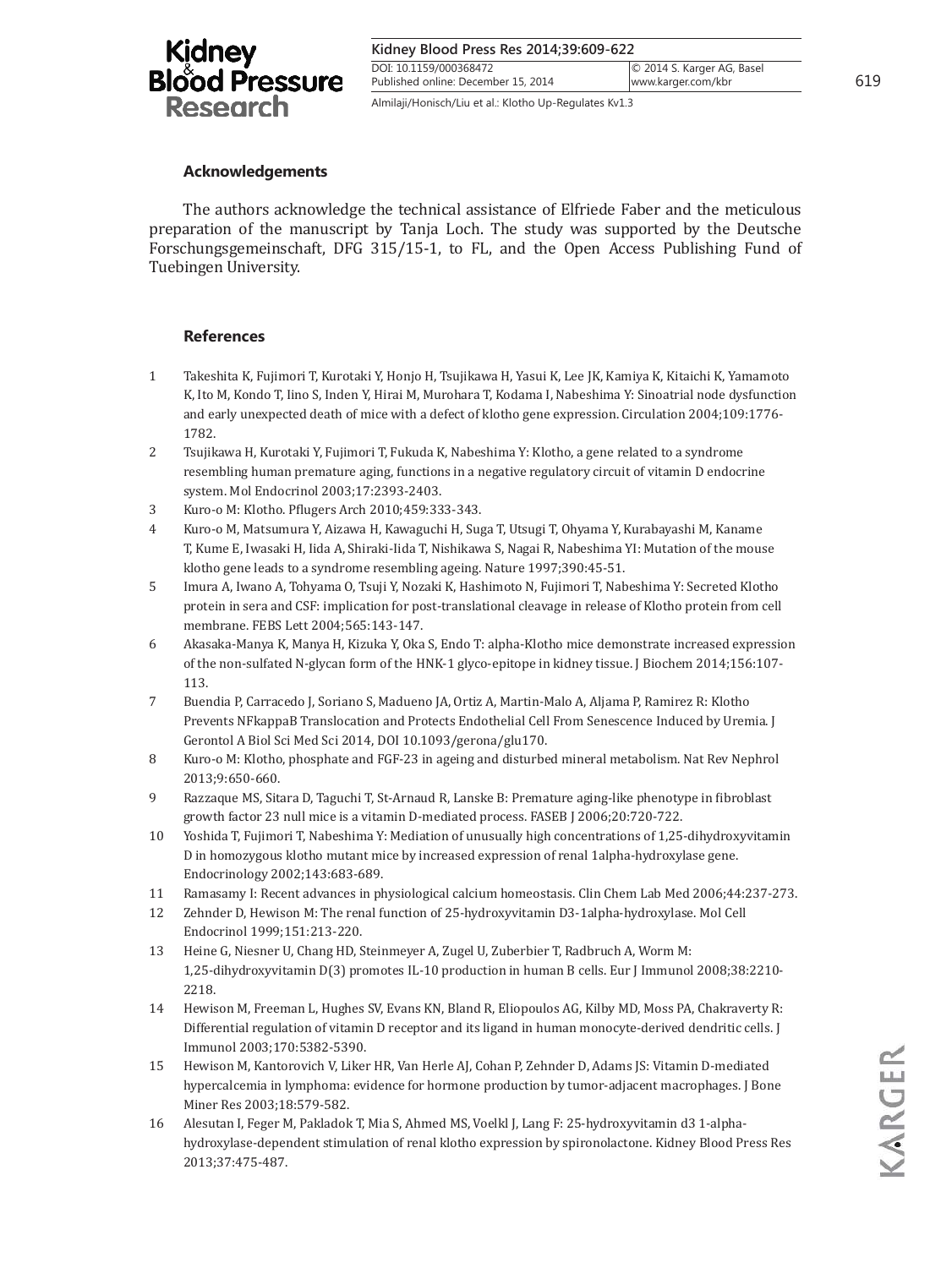## Acknowledgements

The authors acknowledge the technical assistance of Elfriede Faber and the meticulous preparation of the manuscript by Tanja Loch. The study was supported by the Deutsche Forschungsgemeinschaft, DFG 315/15-1, to FL, and the Open Access Publishing Fund of Tuebingen University.

## References

1. Takeshita K, Fujimori T, Kurotaki Y, Honjo H, Tsujikawa H, Yasui K, Lee JK, Kamiya K, Kitaichi K, Yamamoto K, Ito M, Kondo T, Iino S, Inden Y, Hirai M, Murohara T, Kodama I, Nabeshima Y: Sinoatrial node dysfunction and early unexpected death of mice with a defect of klotho gene expression. Circulation 2004;109:1776-1782.
2. Tsujikawa H, Kurotaki Y, Fujimori T, Fukuda K, Nabeshima Y: Klotho, a gene related to a syndrome resembling human premature aging, functions in a negative regulatory circuit of vitamin D endocrine system. Mol Endocrinol 2003;17:2393-2403.
3. Kuro-o M: Klotho. Pflugers Arch 2010;459:333-343.
4. Kuro-o M, Matsumura Y, Aizawa H, Kawaguchi H, Suga T, Utsugi T, Ohyama Y, Kurabayashi M, Kaname T, Kume E, Iwasaki H, Iida A, Shiraki-Iida T, Nishikawa S, Nagai R, Nabeshima YI: Mutation of the mouse klotho gene leads to a syndrome resembling ageing. Nature 1997;390:45-51.
5. Imura A, Iwano A, Tohyama O, Tsuji Y, Nozaki K, Hashimoto N, Fujimori T, Nabeshima Y: Secreted Klotho protein in sera and CSF: implication for post-translational cleavage in release of Klotho protein from cell membrane. FEBS Lett 2004;565:143-147.
6. Akasaka-Manya K, Manya H, Kizuka Y, Oka S, Endo T: alpha-Klotho mice demonstrate increased expression of the non-sulfated N-glycan form of the HNK-1 glyco-epitope in kidney tissue. J Biochem 2014;156:107-113.
7. Buendia P, Carracedo J, Soriano S, Madueno JA, Ortiz A, Martin-Malo A, Aljama P, Ramirez R: Klotho Prevents NFkappaB Translocation and Protects Endothelial Cell From Senescence Induced by Uremia. J Gerontol A Biol Sci Med Sci 2014, DOI 10.1093/gerona/glu170.
8. Kuro-o M: Klotho, phosphate and FGF-23 in ageing and disturbed mineral metabolism. Nat Rev Nephrol 2013;9:650-660.
9. Razzaque MS, Sitara D, Taguchi T, St-Arnaud R, Lanske B: Premature aging-like phenotype in fibroblast growth factor 23 null mice is a vitamin D-mediated process. FASEB J 2006;20:720-722.
10. Yoshida T, Fujimori T, Nabeshima Y: Mediation of unusually high concentrations of 1,25-dihydroxyvitamin D in homozygous klotho mutant mice by increased expression of renal 1alpha-hydroxylase gene. Endocrinology 2002;143:683-689.
11. Ramasamy I: Recent advances in physiological calcium homeostasis. Clin Chem Lab Med 2006;44:237-273.
12. Zehnder D, Hewison M: The renal function of 25-hydroxyvitamin D3-1alpha-hydroxylase. Mol Cell Endocrinol 1999;151:213-220.
13. Heine G, Niesner U, Chang HD, Steinmeyer A, Zugel U, Zuberbier T, Radbruch A, Worm M: 1,25-dihydroxyvitamin D(3) promotes IL-10 production in human B cells. Eur J Immunol 2008;38:2210-2218.
14. Hewison M, Freeman L, Hughes SV, Evans KN, Bland R, Eliopoulos AG, Kilby MD, Moss PA, Chakraverty R: Differential regulation of vitamin D receptor and its ligand in human monocyte-derived dendritic cells. J Immunol 2003;170:5382-5390.
15. Hewison M, Kantorovich V, Liker HR, Van Herle AJ, Cohan P, Zehnder D, Adams JS: Vitamin D-mediated hypercalcemia in lymphoma: evidence for hormone production by tumor-adjacent macrophages. J Bone Miner Res 2003;18:579-582.
16. Alesutan I, Feger M, Pakladok T, Mia S, Ahmed MS, Voelkl J, Lang F: 25-hydroxyvitamin d3 1-alpha-hydroxylase-dependent stimulation of renal klotho expression by spironolactone. Kidney Blood Press Res 2013;37:475-487.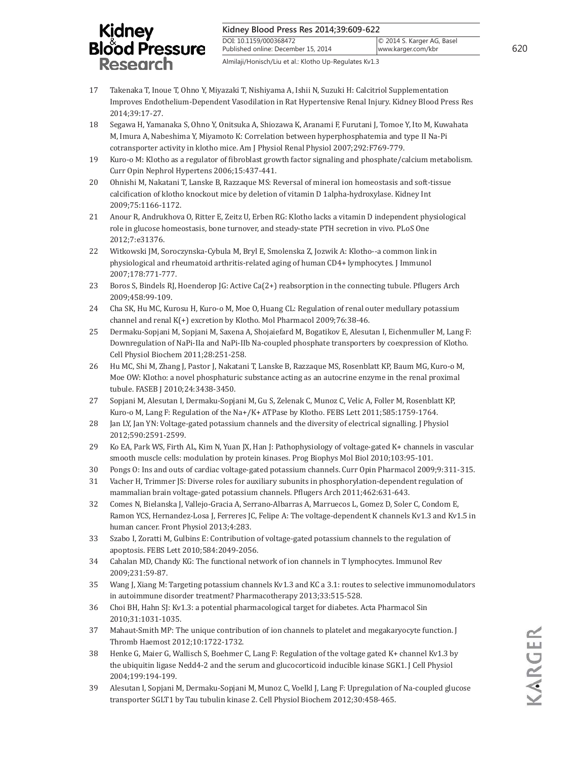17 Takenaka T, Inoue T, Ohno Y, Miyazaki T, Nishiyama A, Ishii N, Suzuki H: Calcitriol Supplementation Improves Endothelium-Dependent Vasodilation in Rat Hypertensive Renal Injury. Kidney Blood Press Res 2014;39:17-27.

18 Segawa H, Yamanaka S, Ohno Y, Onitsuka A, Shiozawa K, Aranami F, Furutani J, Tomoe Y, Ito M, Kuwahata M, Imura A, Nabeshima Y, Miyamoto K: Correlation between hyperphosphatemia and type II Na-Pi cotransporter activity in klotho mice. Am J Physiol Renal Physiol 2007;292:F769-779.

19 Kuro-o M: Klotho as a regulator of fibroblast growth factor signaling and phosphate/calcium metabolism. Curr Opin Nephrol Hypertens 2006;15:437-441.

20 Ohnishi M, Nakatani T, Lanske B, Razzaque MS: Reversal of mineral ion homeostasis and soft-tissue calcification of klotho knockout mice by deletion of vitamin D 1alpha-hydroxylase. Kidney Int 2009;75:1166-1172.

21 Anour R, Andrukhova O, Ritter E, Zeitz U, Erben RG: Klotho lacks a vitamin D independent physiological role in glucose homeostasis, bone turnover, and steady-state PTH secretion in vivo. PLoS One 2012;7:e31376.

22 Witkowski JM, Soroczynska-Cybula M, Bryl E, Smolenska Z, Jozwik A: Klotho--a common link in physiological and rheumatoid arthritis-related aging of human CD4+ lymphocytes. J Immunol 2007;178:771-777.

23 Boros S, Bindels RJ, Hoenderop JG: Active Ca(2+) reabsorption in the connecting tubule. Pflugers Arch 2009;458:99-109.

24 Cha SK, Hu MC, Kurosu H, Kuro-o M, Moe O, Huang CL: Regulation of renal outer medullary potassium channel and renal K(+) excretion by Klotho. Mol Pharmacol 2009;76:38-46.

25 Dermaku-Sopjani M, Sopjani M, Saxena A, Shojaiefard M, Bogatikov E, Alesutan I, Eichenmuller M, Lang F: Downregulation of NaPi-IIa and NaPi-IIb Na-coupled phosphate transporters by coexpression of Klotho. Cell Physiol Biochem 2011;28:251-258.

26 Hu MC, Shi M, Zhang J, Pastor J, Nakatani T, Lanske B, Razzaque MS, Rosenblatt KP, Baum MG, Kuro-o M, Moe OW: Klotho: a novel phosphaturic substance acting as an autocrine enzyme in the renal proximal tubule. FASEB J 2010;24:3438-3450.

27 Sopjani M, Alesutan I, Dermaku-Sopjani M, Gu S, Zelenak C, Munoz C, Velic A, Foller M, Rosenblatt KP, Kuro-o M, Lang F: Regulation of the Na+/K+ ATPase by Klotho. FEBS Lett 2011;585:1759-1764.

28 Jan LY, Jan YN: Voltage-gated potassium channels and the diversity of electrical signalling. J Physiol 2012;590:2591-2599.

29 Ko EA, Park WS, Firth AL, Kim N, Yuan JX, Han J: Pathophysiology of voltage-gated K+ channels in vascular smooth muscle cells: modulation by protein kinases. Prog Biophys Mol Biol 2010;103:95-101.

30 Pongs O: Ins and outs of cardiac voltage-gated potassium channels. Curr Opin Pharmacol 2009;9:311-315.

31 Vacher H, Trimmer JS: Diverse roles for auxiliary subunits in phosphorylation-dependent regulation of mammalian brain voltage-gated potassium channels. Pflugers Arch 2011;462:631-643.

32 Comes N, Bielanska J, Vallejo-Gracia A, Serrano-Albarras A, Marruecos L, Gomez D, Soler C, Condom E, Ramon YCS, Hernandez-Losa J, Ferreres JC, Felipe A: The voltage-dependent K channels Kv1.3 and Kv1.5 in human cancer. Front Physiol 2013;4:283.

33 Szabo I, Zoratti M, Gulbins E: Contribution of voltage-gated potassium channels to the regulation of apoptosis. FEBS Lett 2010;584:2049-2056.

34 Cahalan MD, Chandy KG: The functional network of ion channels in T lymphocytes. Immunol Rev 2009;231:59-87.

35 Wang J, Xiang M: Targeting potassium channels Kv1.3 and KC a 3.1: routes to selective immunomodulators in autoimmune disorder treatment? Pharmacotherapy 2013;33:515-528.

36 Choi BH, Hahn SJ: Kv1.3: a potential pharmacological target for diabetes. Acta Pharmacol Sin 2010;31:1031-1035.

37 Mahaut-Smith MP: The unique contribution of ion channels to platelet and megakaryocyte function. J Thromb Haemost 2012;10:1722-1732.

38 Henke G, Maier G, Wallisch S, Boehmer C, Lang F: Regulation of the voltage gated K+ channel Kv1.3 by the ubiquitin ligase Nedd4-2 and the serum and glucocorticoid inducible kinase SGK1. J Cell Physiol 2004;199:194-199.

39 Alesutan I, Sopjani M, Dermaku-Sopjani M, Munoz C, Voelkl J, Lang F: Upregulation of Na-coupled glucose transporter SGLT1 by Tau tubulin kinase 2. Cell Physiol Biochem 2012;30:458-465.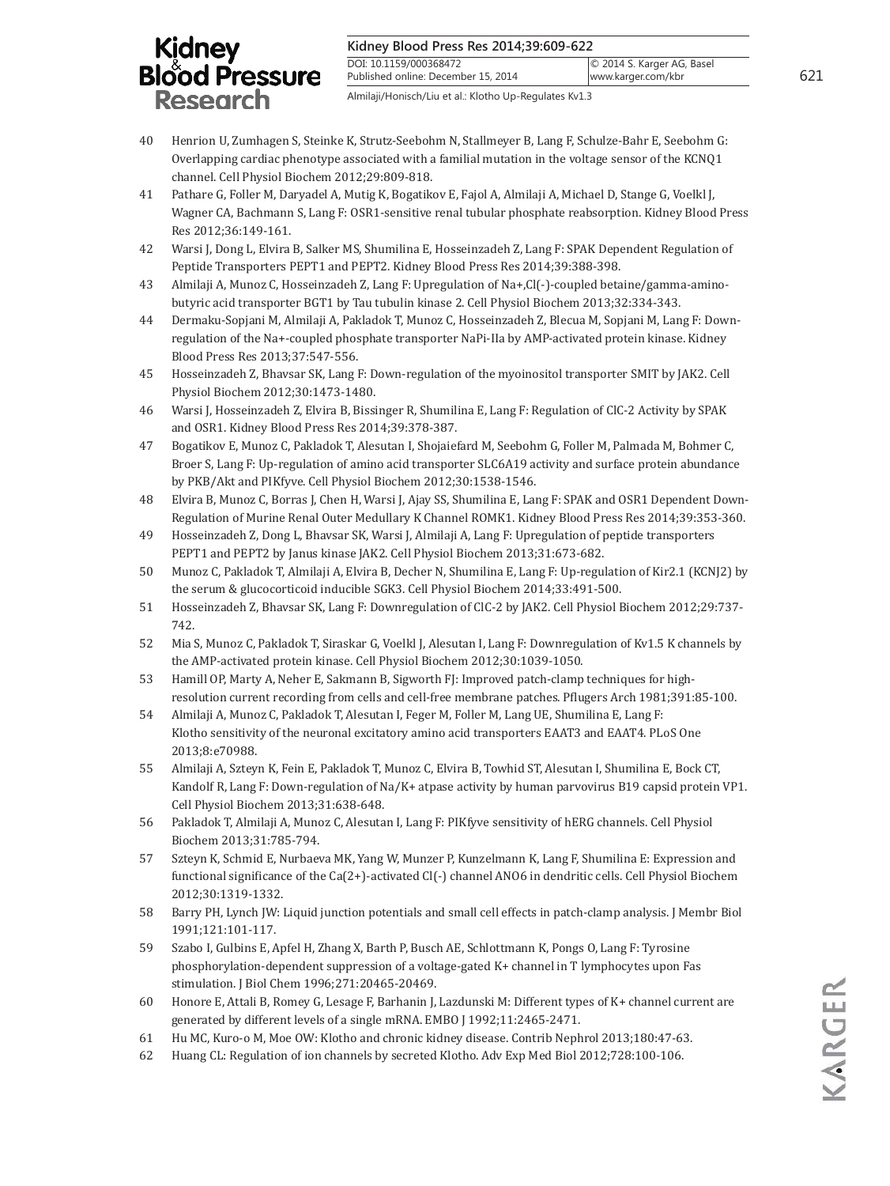40 Henrion U, Zumhagen S, Steinke K, Strutz-Seebohm N, Stallmeyer B, Lang F, Schulze-Bahr E, Seebohm G: Overlapping cardiac phenotype associated with a familial mutation in the voltage sensor of the KCNQ1 channel. Cell Physiol Biochem 2012;29:809-818.

41 Pathare G, Foller M, Daryadel A, Mutig K, Bogatikov E, Fajol A, Almilaji A, Michael D, Stange G, Voelkl J, Wagner CA, Bachmann S, Lang F: OSR1-sensitive renal tubular phosphate reabsorption. Kidney Blood Press Res 2012;36:149-161.

42 Warsi J, Dong L, Elvira B, Salker MS, Shumilina E, Hosseinzadeh Z, Lang F: SPAK Dependent Regulation of Peptide Transporters PEPT1 and PEPT2. Kidney Blood Press Res 2014;39:388-398.

43 Almilaji A, Munoz C, Hosseinzadeh Z, Lang F: Upregulation of Na+,Cl(-)-coupled betaine/gamma-amino-butyric acid transporter BGT1 by Tau tubulin kinase 2. Cell Physiol Biochem 2013;32:334-343.

44 Dermaku-Sopjani M, Almilaji A, Pakladok T, Munoz C, Hosseinzadeh Z, Blecua M, Sopjani M, Lang F: Down-regulation of the Na+-coupled phosphate transporter NaPi-IIa by AMP-activated protein kinase. Kidney Blood Press Res 2013;37:547-556.

45 Hosseinzadeh Z, Bhavsar SK, Lang F: Down-regulation of the myoinositol transporter SMIT by JAK2. Cell Physiol Biochem 2012;30:1473-1480.

46 Warsi J, Hosseinzadeh Z, Elvira B, Bissinger R, Shumilina E, Lang F: Regulation of ClC-2 Activity by SPAK and OSR1. Kidney Blood Press Res 2014;39:378-387.

47 Bogatikov E, Munoz C, Pakladok T, Alesutan I, Shojaiefard M, Seebohm G, Foller M, Palmada M, Bohmer C, Broer S, Lang F: Up-regulation of amino acid transporter SLC6A19 activity and surface protein abundance by PKB/Akt and PIKfyve. Cell Physiol Biochem 2012;30:1538-1546.

48 Elvira B, Munoz C, Borras J, Chen H, Warsi J, Ajay SS, Shumilina E, Lang F: SPAK and OSR1 Dependent Down-Regulation of Murine Renal Outer Medullary K Channel ROMK1. Kidney Blood Press Res 2014;39:353-360.

49 Hosseinzadeh Z, Dong L, Bhavsar SK, Warsi J, Almilaji A, Lang F: Upregulation of peptide transporters PEPT1 and PEPT2 by Janus kinase JAK2. Cell Physiol Biochem 2013;31:673-682.

50 Munoz C, Pakladok T, Almilaji A, Elvira B, Decher N, Shumilina E, Lang F: Up-regulation of Kir2.1 (KCNJ2) by the serum & glucocorticoid inducible SGK3. Cell Physiol Biochem 2014;33:491-500.

51 Hosseinzadeh Z, Bhavsar SK, Lang F: Downregulation of ClC-2 by JAK2. Cell Physiol Biochem 2012;29:737-742.

52 Mia S, Munoz C, Pakladok T, Siraskar G, Voelkl J, Alesutan I, Lang F: Downregulation of Kv1.5 K channels by the AMP-activated protein kinase. Cell Physiol Biochem 2012;30:1039-1050.

53 Hamill OP, Marty A, Neher E, Sakmann B, Sigworth FJ: Improved patch-clamp techniques for high-resolution current recording from cells and cell-free membrane patches. Pflugers Arch 1981;391:85-100.

54 Almilaji A, Munoz C, Pakladok T, Alesutan I, Feger M, Foller M, Lang UE, Shumilina E, Lang F: Klotho sensitivity of the neuronal excitatory amino acid transporters EAAT3 and EAAT4. PLoS One 2013;8:e70988.

55 Almilaji A, Szteyn K, Fein E, Pakladok T, Munoz C, Elvira B, Towhid ST, Alesutan I, Shumilina E, Bock CT, Kandolf R, Lang F: Down-regulation of Na/K+ atpase activity by human parvovirus B19 capsid protein VP1. Cell Physiol Biochem 2013;31:638-648.

56 Pakladok T, Almilaji A, Munoz C, Alesutan I, Lang F: PIKfyve sensitivity of hERG channels. Cell Physiol Biochem 2013;31:785-794.

57 Szteyn K, Schmid E, Nurbaeva MK, Yang W, Munzer P, Kunzelmann K, Lang F, Shumilina E: Expression and functional significance of the Ca(2+)-activated Cl(-) channel ANO6 in dendritic cells. Cell Physiol Biochem 2012;30:1319-1332.

58 Barry PH, Lynch JW: Liquid junction potentials and small cell effects in patch-clamp analysis. J Membr Biol 1991;121:101-117.

59 Szabo I, Gulbins E, Apfel H, Zhang X, Barth P, Busch AE, Schlottmann K, Pongs O, Lang F: Tyrosine phosphorylation-dependent suppression of a voltage-gated K+ channel in T lymphocytes upon Fas stimulation. J Biol Chem 1996;271:20465-20469.

60 Honore E, Attali B, Romey G, Lesage F, Barhanin J, Lazdunski M: Different types of K+ channel current are generated by different levels of a single mRNA. EMBO J 1992;11:2465-2471.

61 Hu MC, Kuro-o M, Moe OW: Klotho and chronic kidney disease. Contrib Nephrol 2013;180:47-63.

62 Huang CL: Regulation of ion channels by secreted Klotho. Adv Exp Med Biol 2012;728:100-106.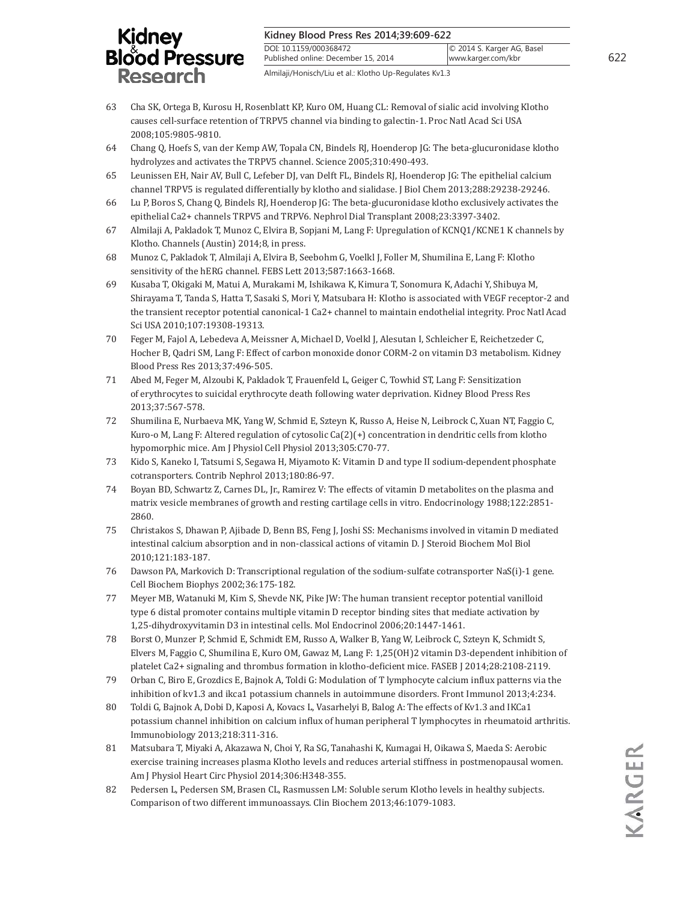63 Cha SK, Ortega B, Kurosu H, Rosenblatt KP, Kuro OM, Huang CL: Removal of sialic acid involving Klotho causes cell-surface retention of TRPV5 channel via binding to galectin-1. Proc Natl Acad Sci USA 2008;105:9805-9810.

64 Chang Q, Hoefs S, van der Kemp AW, Topala CN, Bindels RJ, Hoenderop JG: The beta-glucuronidase klotho hydrolyzes and activates the TRPV5 channel. Science 2005;310:490-493.

65 Leunissen EH, Nair AV, Bull C, Lefeber DJ, van Delft FL, Bindels RJ, Hoenderop JG: The epithelial calcium channel TRPV5 is regulated differentially by klotho and sialidase. J Biol Chem 2013;288:29238-29246.

66 Lu P, Boros S, Chang Q, Bindels RJ, Hoenderop JG: The beta-glucuronidase klotho exclusively activates the epithelial Ca2+ channels TRPV5 and TRPV6. Nephrol Dial Transplant 2008;23:3397-3402.

67 Almilaji A, Pakladok T, Munoz C, Elvira B, Sopjani M, Lang F: Upregulation of KCNQ1/KCNE1 K channels by Klotho. Channels (Austin) 2014;8, in press.

68 Munoz C, Pakladok T, Almilaji A, Elvira B, Seebohm G, Voelkl J, Foller M, Shumilina E, Lang F: Klotho sensitivity of the hERG channel. FEBS Lett 2013;587:1663-1668.

69 Kusaba T, Okigaki M, Matui A, Murakami M, Ishikawa K, Kimura T, Sonomura K, Adachi Y, Shibuya M, Shirayama T, Tanda S, Hatta T, Sasaki S, Mori Y, Matsubara H: Klotho is associated with VEGF receptor-2 and the transient receptor potential canonical-1 Ca2+ channel to maintain endothelial integrity. Proc Natl Acad Sci USA 2010;107:19308-19313.

70 Feger M, Fajol A, Lebedeva A, Meissner A, Michael D, Voelkl J, Alesutan I, Schleicher E, Reichetzeder C, Hocher B, Qadri SM, Lang F: Effect of carbon monoxide donor CORM-2 on vitamin D3 metabolism. Kidney Blood Press Res 2013;37:496-505.

71 Abed M, Feger M, Alzoubi K, Pakladok T, Frauenfeld L, Geiger C, Towhid ST, Lang F: Sensitization of erythrocytes to suicidal erythrocyte death following water deprivation. Kidney Blood Press Res 2013;37:567-578.

72 Shumilina E, Nurbaeva MK, Yang W, Schmid E, Szteyn K, Russo A, Heise N, Leibrock C, Xuan NT, Faggio C, Kuro-o M, Lang F: Altered regulation of cytosolic Ca(2)(+) concentration in dendritic cells from klotho hypomorphic mice. Am J Physiol Cell Physiol 2013;305:C70-77.

73 Kido S, Kaneko I, Tatsumi S, Segawa H, Miyamoto K: Vitamin D and type II sodium-dependent phosphate cotransporters. Contrib Nephrol 2013;180:86-97.

74 Boyan BD, Schwartz Z, Carnes DL, Jr., Ramirez V: The effects of vitamin D metabolites on the plasma and matrix vesicle membranes of growth and resting cartilage cells in vitro. Endocrinology 1988;122:2851-2860.

75 Christakos S, Dhawan P, Ajibade D, Benn BS, Feng J, Joshi SS: Mechanisms involved in vitamin D mediated intestinal calcium absorption and in non-classical actions of vitamin D. J Steroid Biochem Mol Biol 2010;121:183-187.

76 Dawson PA, Markovich D: Transcriptional regulation of the sodium-sulfate cotransporter NaS(i)-1 gene. Cell Biochem Biophys 2002;36:175-182.

77 Meyer MB, Watanuki M, Kim S, Shevde NK, Pike JW: The human transient receptor potential vanilloid type 6 distal promoter contains multiple vitamin D receptor binding sites that mediate activation by 1,25-dihydroxyvitamin D3 in intestinal cells. Mol Endocrinol 2006;20:1447-1461.

78 Borst O, Munzer P, Schmid E, Schmidt EM, Russo A, Walker B, Yang W, Leibrock C, Szteyn K, Schmidt S, Elvers M, Faggio C, Shumilina E, Kuro OM, Gawaz M, Lang F: 1,25(OH)2 vitamin D3-dependent inhibition of platelet Ca2+ signaling and thrombus formation in klotho-deficient mice. FASEB J 2014;28:2108-2119.

79 Orban C, Biro E, Grozdics E, Bajnok A, Toldi G: Modulation of T lymphocyte calcium influx patterns via the inhibition of kv1.3 and ikca1 potassium channels in autoimmune disorders. Front Immunol 2013;4:234.

80 Toldi G, Bajnok A, Dobi D, Kaposi A, Kovacs L, Vasarhelyi B, Balog A: The effects of Kv1.3 and IKCa1 potassium channel inhibition on calcium influx of human peripheral T lymphocytes in rheumatoid arthritis. Immunobiology 2013;218:311-316.

81 Matsubara T, Miyaki A, Akazawa N, Choi Y, Ra SG, Tanahashi K, Kumagai H, Oikawa S, Maeda S: Aerobic exercise training increases plasma Klotho levels and reduces arterial stiffness in postmenopausal women. Am J Physiol Heart Circ Physiol 2014;306:H348-355.

82 Pedersen L, Pedersen SM, Brasen CL, Rasmussen LM: Soluble serum Klotho levels in healthy subjects. Comparison of two different immunoassays. Clin Biochem 2013;46:1079-1083.